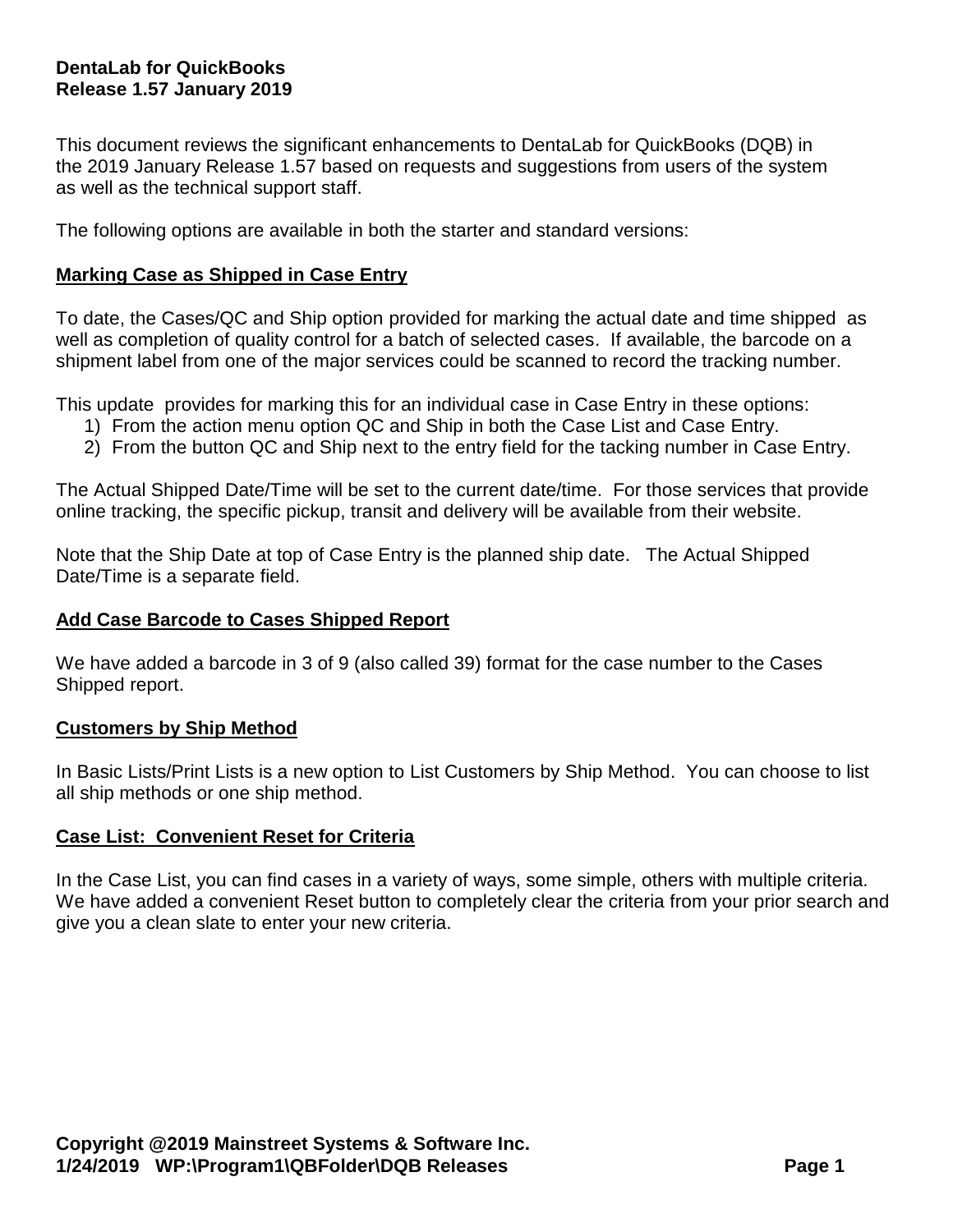**DentaLab for QuickBooks**
**Release 1.57 January 2019**

This document reviews the significant enhancements to DentaLab for QuickBooks (DQB) in the 2019 January Release 1.57 based on requests and suggestions from users of the system as well as the technical support staff.

The following options are available in both the starter and standard versions:

## Marking Case as Shipped in Case Entry

To date, the Cases/QC and Ship option provided for marking the actual date and time shipped as well as completion of quality control for a batch of selected cases. If available, the barcode on a shipment label from one of the major services could be scanned to record the tracking number.

This update provides for marking this for an individual case in Case Entry in these options:

1) From the action menu option QC and Ship in both the Case List and Case Entry.
2) From the button QC and Ship next to the entry field for the tacking number in Case Entry.

The Actual Shipped Date/Time will be set to the current date/time. For those services that provide online tracking, the specific pickup, transit and delivery will be available from their website.

Note that the Ship Date at top of Case Entry is the planned ship date. The Actual Shipped Date/Time is a separate field.

## Add Case Barcode to Cases Shipped Report

We have added a barcode in 3 of 9 (also called 39) format for the case number to the Cases Shipped report.

## Customers by Ship Method

In Basic Lists/Print Lists is a new option to List Customers by Ship Method. You can choose to list all ship methods or one ship method.

## Case List: Convenient Reset for Criteria

In the Case List, you can find cases in a variety of ways, some simple, others with multiple criteria. We have added a convenient Reset button to completely clear the criteria from your prior search and give you a clean slate to enter your new criteria.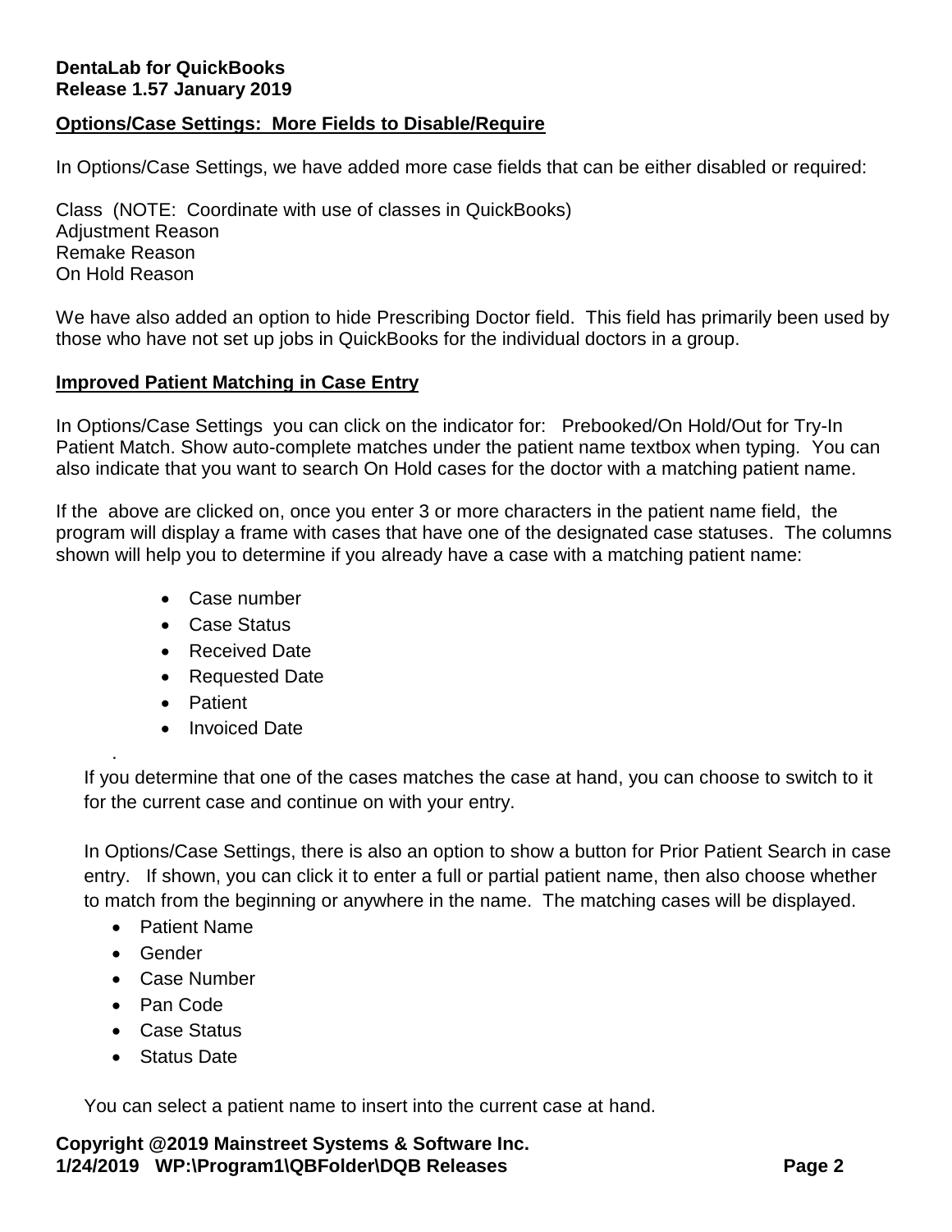**DentaLab for QuickBooks**
**Release 1.57 January 2019**

## Options/Case Settings: More Fields to Disable/Require

In Options/Case Settings, we have added more case fields that can be either disabled or required:

Class (NOTE: Coordinate with use of classes in QuickBooks)
Adjustment Reason
Remake Reason
On Hold Reason

We have also added an option to hide Prescribing Doctor field. This field has primarily been used by those who have not set up jobs in QuickBooks for the individual doctors in a group.

## Improved Patient Matching in Case Entry

In Options/Case Settings you can click on the indicator for: Prebooked/On Hold/Out for Try-In Patient Match. Show auto-complete matches under the patient name textbox when typing. You can also indicate that you want to search On Hold cases for the doctor with a matching patient name.

If the above are clicked on, once you enter 3 or more characters in the patient name field, the program will display a frame with cases that have one of the designated case statuses. The columns shown will help you to determine if you already have a case with a matching patient name:

- Case number
- Case Status
- Received Date
- Requested Date
- Patient
- Invoiced Date

.

If you determine that one of the cases matches the case at hand, you can choose to switch to it for the current case and continue on with your entry.

In Options/Case Settings, there is also an option to show a button for Prior Patient Search in case entry. If shown, you can click it to enter a full or partial patient name, then also choose whether to match from the beginning or anywhere in the name. The matching cases will be displayed.

- Patient Name
- Gender
- Case Number
- Pan Code
- Case Status
- Status Date

You can select a patient name to insert into the current case at hand.

**Copyright @2019 Mainstreet Systems & Software Inc.**
**1/24/2019 WP:\Program1\QBFolder\DQB Releases**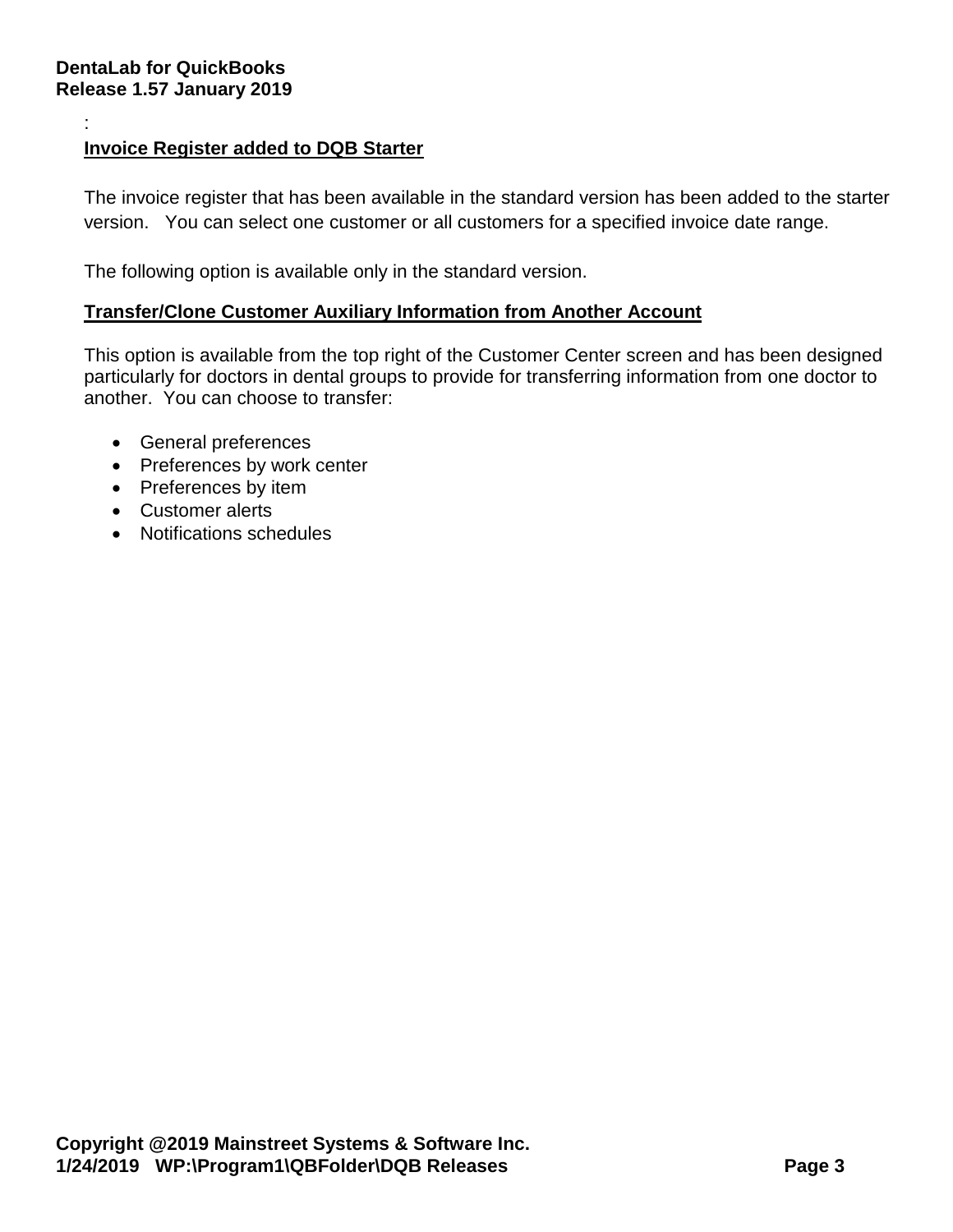:

**Invoice Register added to DQB Starter**

The invoice register that has been available in the standard version has been added to the starter version. You can select one customer or all customers for a specified invoice date range.

The following option is available only in the standard version.

**Transfer/Clone Customer Auxiliary Information from Another Account**

This option is available from the top right of the Customer Center screen and has been designed particularly for doctors in dental groups to provide for transferring information from one doctor to another. You can choose to transfer:

- General preferences
- Preferences by work center
- Preferences by item
- Customer alerts
- Notifications schedules